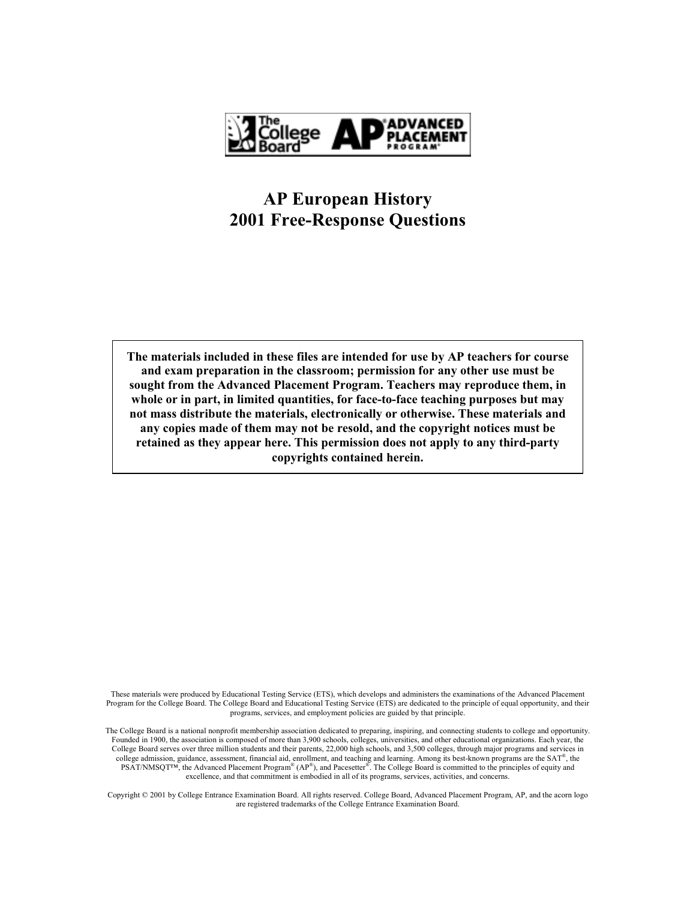# AP European History
# 2001 Free-Response Questions

**The materials included in these files are intended for use by AP teachers for course and exam preparation in the classroom; permission for any other use must be sought from the Advanced Placement Program. Teachers may reproduce them, in whole or in part, in limited quantities, for face-to-face teaching purposes but may not mass distribute the materials, electronically or otherwise. These materials and any copies made of them may not be resold, and the copyright notices must be retained as they appear here. This permission does not apply to any third-party copyrights contained herein.**

These materials were produced by Educational Testing Service (ETS), which develops and administers the examinations of the Advanced Placement Program for the College Board. The College Board and Educational Testing Service (ETS) are dedicated to the principle of equal opportunity, and their programs, services, and employment policies are guided by that principle.

The College Board is a national nonprofit membership association dedicated to preparing, inspiring, and connecting students to college and opportunity. Founded in 1900, the association is composed of more than 3,900 schools, colleges, universities, and other educational organizations. Each year, the College Board serves over three million students and their parents, 22,000 high schools, and 3,500 colleges, through major programs and services in college admission, guidance, assessment, financial aid, enrollment, and teaching and learning. Among its best-known programs are the SAT®, the PSAT/NMSQT™, the Advanced Placement Program® (AP®), and Pacesetter®. The College Board is committed to the principles of equity and excellence, and that commitment is embodied in all of its programs, services, activities, and concerns.

Copyright © 2001 by College Entrance Examination Board. All rights reserved. College Board, Advanced Placement Program, AP, and the acorn logo are registered trademarks of the College Entrance Examination Board.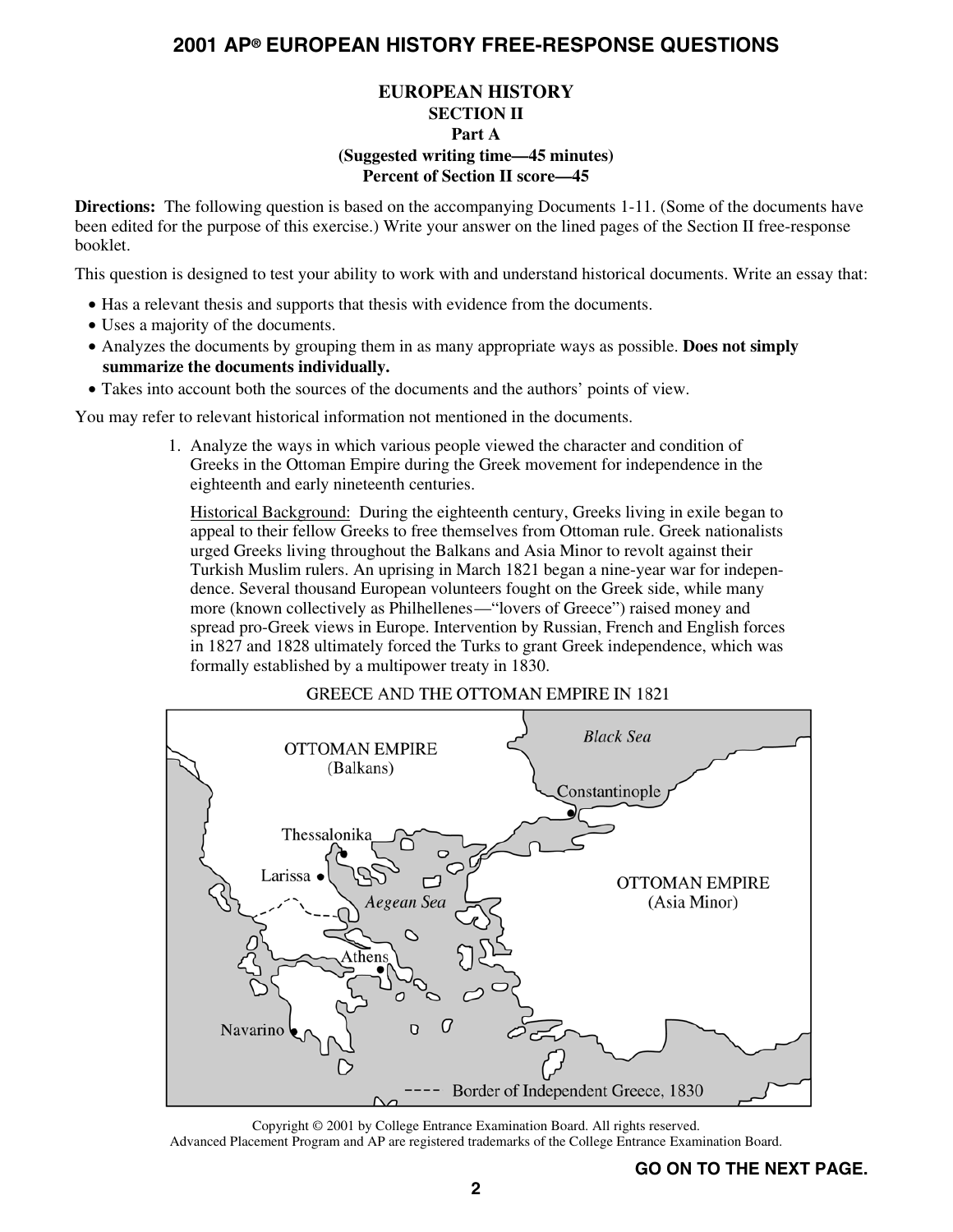## EUROPEAN HISTORY
### SECTION II
### Part A
**(Suggested writing time—45 minutes)**
**Percent of Section II score—45**

**Directions:** The following question is based on the accompanying Documents 1-11. (Some of the documents have been edited for the purpose of this exercise.) Write your answer on the lined pages of the Section II free-response booklet.

This question is designed to test your ability to work with and understand historical documents. Write an essay that:

- Has a relevant thesis and supports that thesis with evidence from the documents.
- Uses a majority of the documents.
- Analyzes the documents by grouping them in as many appropriate ways as possible. **Does not simply summarize the documents individually.**
- Takes into account both the sources of the documents and the authors' points of view.

You may refer to relevant historical information not mentioned in the documents.

1. Analyze the ways in which various people viewed the character and condition of Greeks in the Ottoman Empire during the Greek movement for independence in the eighteenth and early nineteenth centuries.

   Historical Background: During the eighteenth century, Greeks living in exile began to appeal to their fellow Greeks to free themselves from Ottoman rule. Greek nationalists urged Greeks living throughout the Balkans and Asia Minor to revolt against their Turkish Muslim rulers. An uprising in March 1821 began a nine-year war for independence. Several thousand European volunteers fought on the Greek side, while many more (known collectively as Philhellenes—"lovers of Greece") raised money and spread pro-Greek views in Europe. Intervention by Russian, French and English forces in 1827 and 1828 ultimately forced the Turks to grant Greek independence, which was formally established by a multipower treaty in 1830.

GREECE AND THE OTTOMAN EMPIRE IN 1821

OTTOMAN EMPIRE (Balkans)

Black Sea

Constantinople

Thessalonika

Larissa

Aegean Sea

OTTOMAN EMPIRE (Asia Minor)

Athens

Navarino

---- Border of Independent Greece, 1830

Copyright © 2001 by College Entrance Examination Board. All rights reserved.
Advanced Placement Program and AP are registered trademarks of the College Entrance Examination Board.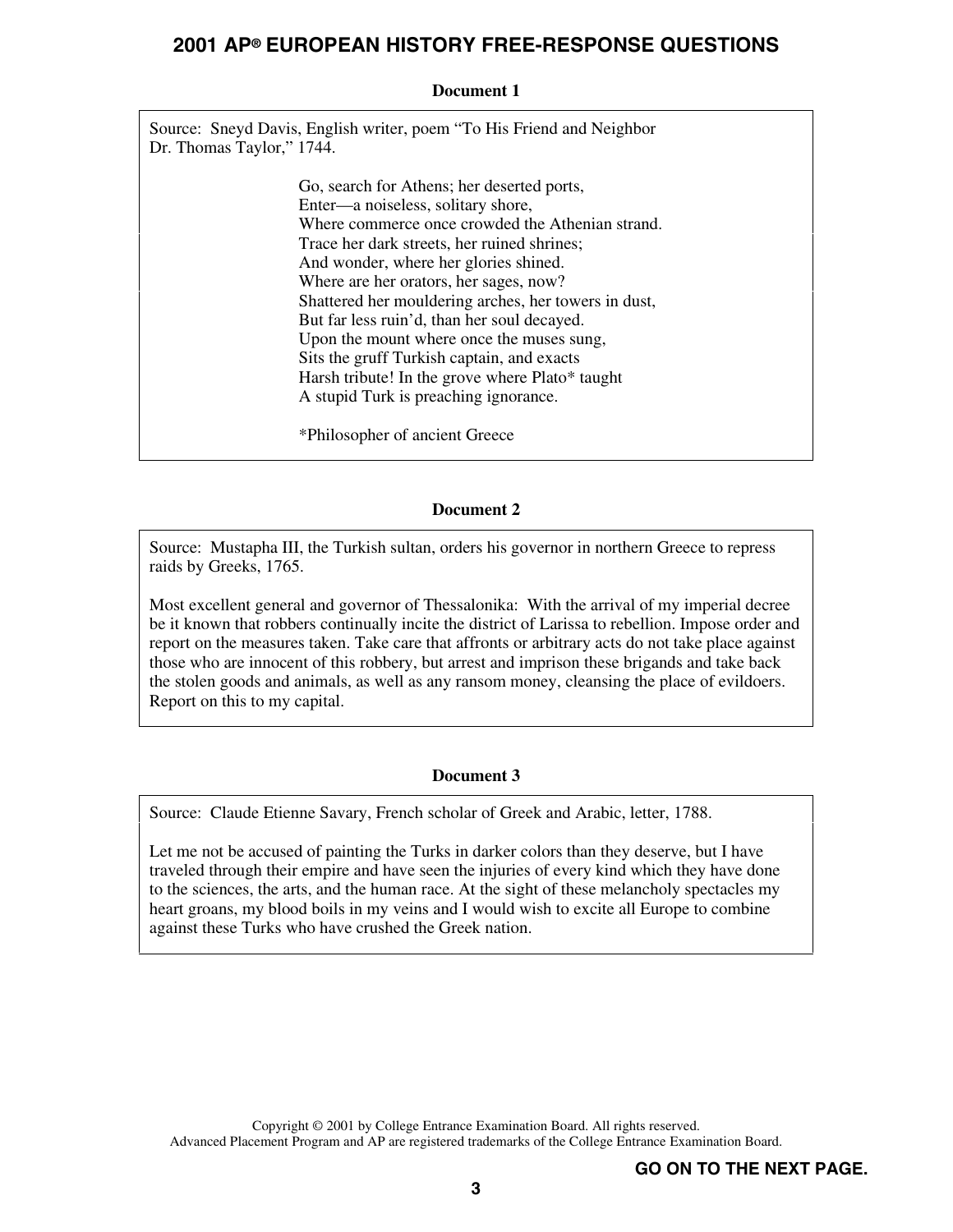**Document 1**

Source: Sneyd Davis, English writer, poem "To His Friend and Neighbor Dr. Thomas Taylor," 1744.

> Go, search for Athens; her deserted ports,
> Enter—a noiseless, solitary shore,
> Where commerce once crowded the Athenian strand.
> Trace her dark streets, her ruined shrines;
> And wonder, where her glories shined.
> Where are her orators, her sages, now?
> Shattered her mouldering arches, her towers in dust,
> But far less ruin'd, than her soul decayed.
> Upon the mount where once the muses sung,
> Sits the gruff Turkish captain, and exacts
> Harsh tribute! In the grove where Plato* taught
> A stupid Turk is preaching ignorance.
>
> *Philosopher of ancient Greece

**Document 2**

Source: Mustapha III, the Turkish sultan, orders his governor in northern Greece to repress raids by Greeks, 1765.

Most excellent general and governor of Thessalonika: With the arrival of my imperial decree be it known that robbers continually incite the district of Larissa to rebellion. Impose order and report on the measures taken. Take care that affronts or arbitrary acts do not take place against those who are innocent of this robbery, but arrest and imprison these brigands and take back the stolen goods and animals, as well as any ransom money, cleansing the place of evildoers. Report on this to my capital.

**Document 3**

Source: Claude Etienne Savary, French scholar of Greek and Arabic, letter, 1788.

Let me not be accused of painting the Turks in darker colors than they deserve, but I have traveled through their empire and have seen the injuries of every kind which they have done to the sciences, the arts, and the human race. At the sight of these melancholy spectacles my heart groans, my blood boils in my veins and I would wish to excite all Europe to combine against these Turks who have crushed the Greek nation.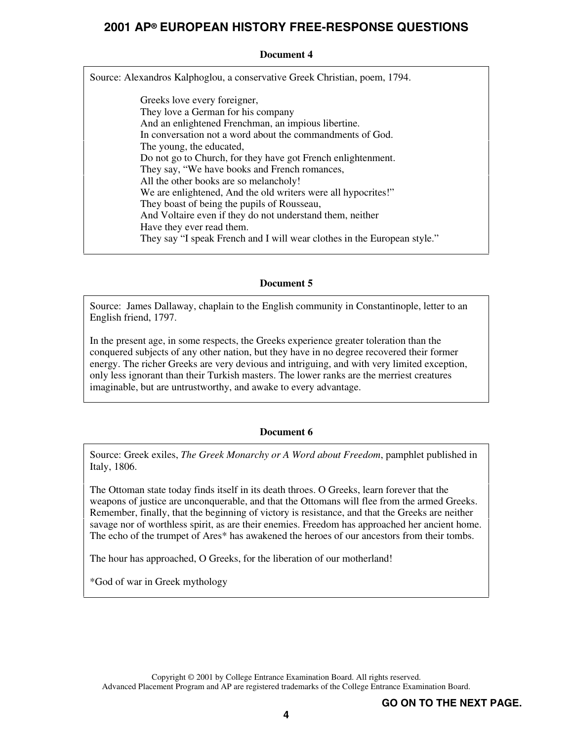**Document 4**

Source: Alexandros Kalphoglou, a conservative Greek Christian, poem, 1794.

> Greeks love every foreigner,
> They love a German for his company
> And an enlightened Frenchman, an impious libertine.
> In conversation not a word about the commandments of God.
> The young, the educated,
> Do not go to Church, for they have got French enlightenment.
> They say, "We have books and French romances,
> All the other books are so melancholy!
> We are enlightened, And the old writers were all hypocrites!"
> They boast of being the pupils of Rousseau,
> And Voltaire even if they do not understand them, neither
> Have they ever read them.
> They say "I speak French and I will wear clothes in the European style."

**Document 5**

Source: James Dallaway, chaplain to the English community in Constantinople, letter to an English friend, 1797.

In the present age, in some respects, the Greeks experience greater toleration than the conquered subjects of any other nation, but they have in no degree recovered their former energy. The richer Greeks are very devious and intriguing, and with very limited exception, only less ignorant than their Turkish masters. The lower ranks are the merriest creatures imaginable, but are untrustworthy, and awake to every advantage.

**Document 6**

Source: Greek exiles, *The Greek Monarchy or A Word about Freedom*, pamphlet published in Italy, 1806.

The Ottoman state today finds itself in its death throes. O Greeks, learn forever that the weapons of justice are unconquerable, and that the Ottomans will flee from the armed Greeks. Remember, finally, that the beginning of victory is resistance, and that the Greeks are neither savage nor of worthless spirit, as are their enemies. Freedom has approached her ancient home. The echo of the trumpet of Ares* has awakened the heroes of our ancestors from their tombs.

The hour has approached, O Greeks, for the liberation of our motherland!

*God of war in Greek mythology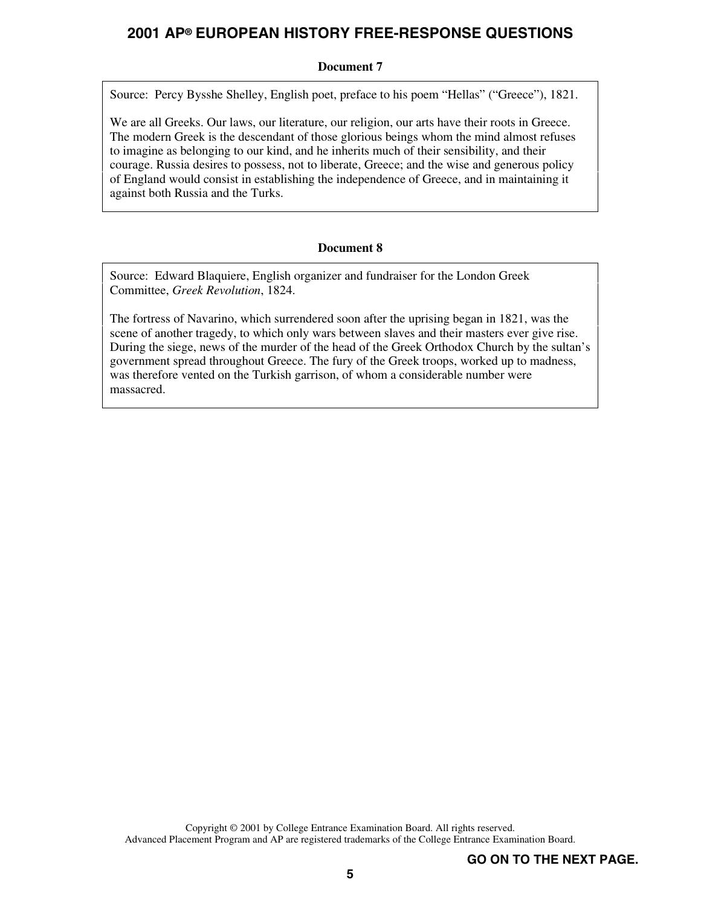### Document 7

Source: Percy Bysshe Shelley, English poet, preface to his poem "Hellas" ("Greece"), 1821.

We are all Greeks. Our laws, our literature, our religion, our arts have their roots in Greece. The modern Greek is the descendant of those glorious beings whom the mind almost refuses to imagine as belonging to our kind, and he inherits much of their sensibility, and their courage. Russia desires to possess, not to liberate, Greece; and the wise and generous policy of England would consist in establishing the independence of Greece, and in maintaining it against both Russia and the Turks.

### Document 8

Source: Edward Blaquiere, English organizer and fundraiser for the London Greek Committee, *Greek Revolution*, 1824.

The fortress of Navarino, which surrendered soon after the uprising began in 1821, was the scene of another tragedy, to which only wars between slaves and their masters ever give rise. During the siege, news of the murder of the head of the Greek Orthodox Church by the sultan's government spread throughout Greece. The fury of the Greek troops, worked up to madness, was therefore vented on the Turkish garrison, of whom a considerable number were massacred.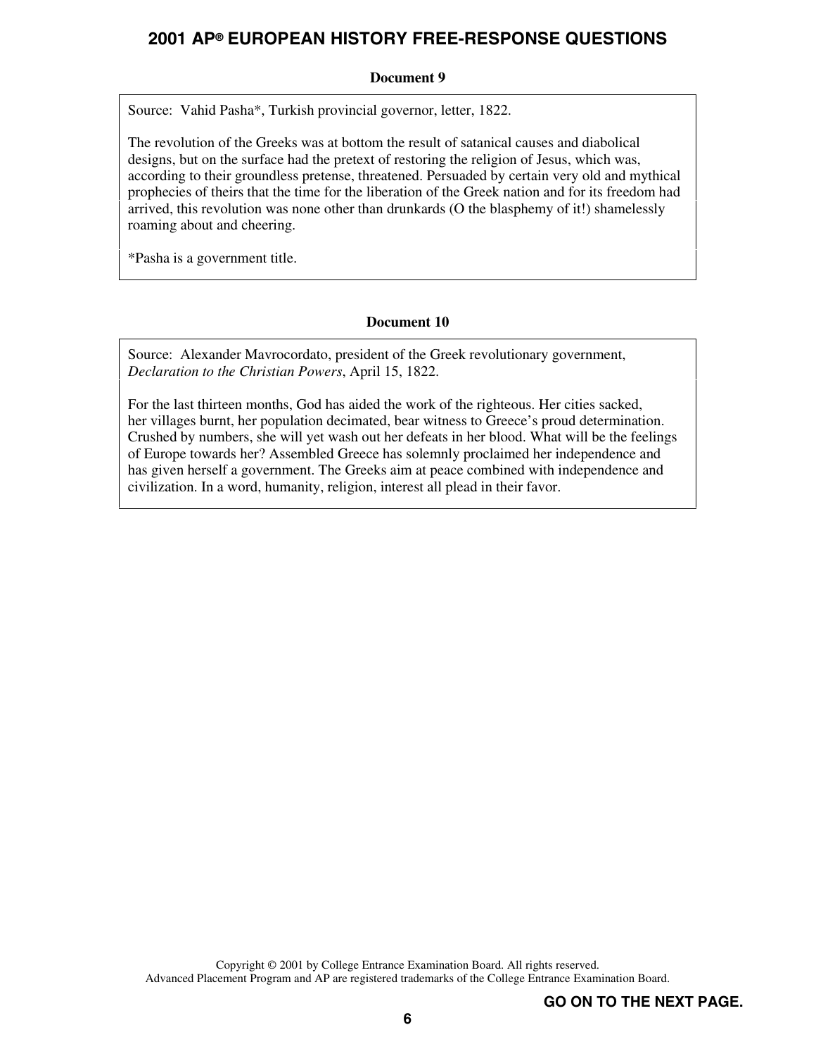**Document 9**

Source: Vahid Pasha*, Turkish provincial governor, letter, 1822.

The revolution of the Greeks was at bottom the result of satanical causes and diabolical designs, but on the surface had the pretext of restoring the religion of Jesus, which was, according to their groundless pretense, threatened. Persuaded by certain very old and mythical prophecies of theirs that the time for the liberation of the Greek nation and for its freedom had arrived, this revolution was none other than drunkards (O the blasphemy of it!) shamelessly roaming about and cheering.

*Pasha is a government title.

**Document 10**

Source: Alexander Mavrocordato, president of the Greek revolutionary government, *Declaration to the Christian Powers*, April 15, 1822.

For the last thirteen months, God has aided the work of the righteous. Her cities sacked, her villages burnt, her population decimated, bear witness to Greece's proud determination. Crushed by numbers, she will yet wash out her defeats in her blood. What will be the feelings of Europe towards her? Assembled Greece has solemnly proclaimed her independence and has given herself a government. The Greeks aim at peace combined with independence and civilization. In a word, humanity, religion, interest all plead in their favor.

GO ON TO THE NEXT PAGE.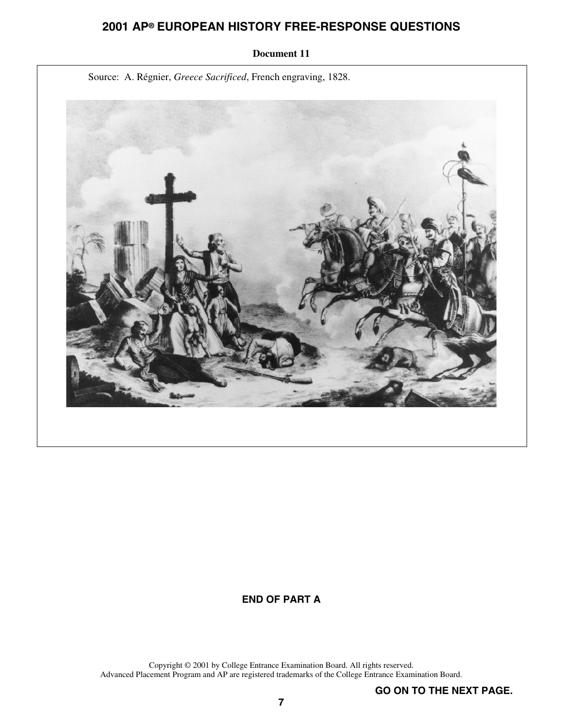**Document 11**

Source: A. Régnier, *Greece Sacrificed*, French engraving, 1828.

**END OF PART A**

Copyright © 2001 by College Entrance Examination Board. All rights reserved.
Advanced Placement Program and AP are registered trademarks of the College Entrance Examination Board.

**GO ON TO THE NEXT PAGE.**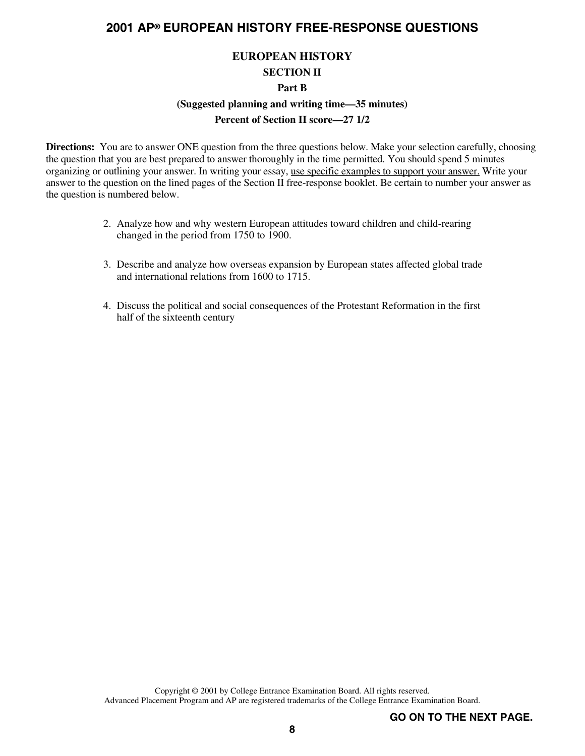# EUROPEAN HISTORY

## SECTION II

### Part B

**(Suggested planning and writing time—35 minutes)**

**Percent of Section II score—27 1/2**

**Directions:** You are to answer ONE question from the three questions below. Make your selection carefully, choosing the question that you are best prepared to answer thoroughly in the time permitted. You should spend 5 minutes organizing or outlining your answer. In writing your essay, <u>use specific examples to support your answer.</u> Write your answer to the question on the lined pages of the Section II free-response booklet. Be certain to number your answer as the question is numbered below.

2. Analyze how and why western European attitudes toward children and child-rearing changed in the period from 1750 to 1900.

3. Describe and analyze how overseas expansion by European states affected global trade and international relations from 1600 to 1715.

4. Discuss the political and social consequences of the Protestant Reformation in the first half of the sixteenth century

Copyright © 2001 by College Entrance Examination Board. All rights reserved.
Advanced Placement Program and AP are registered trademarks of the College Entrance Examination Board.

**GO ON TO THE NEXT PAGE.**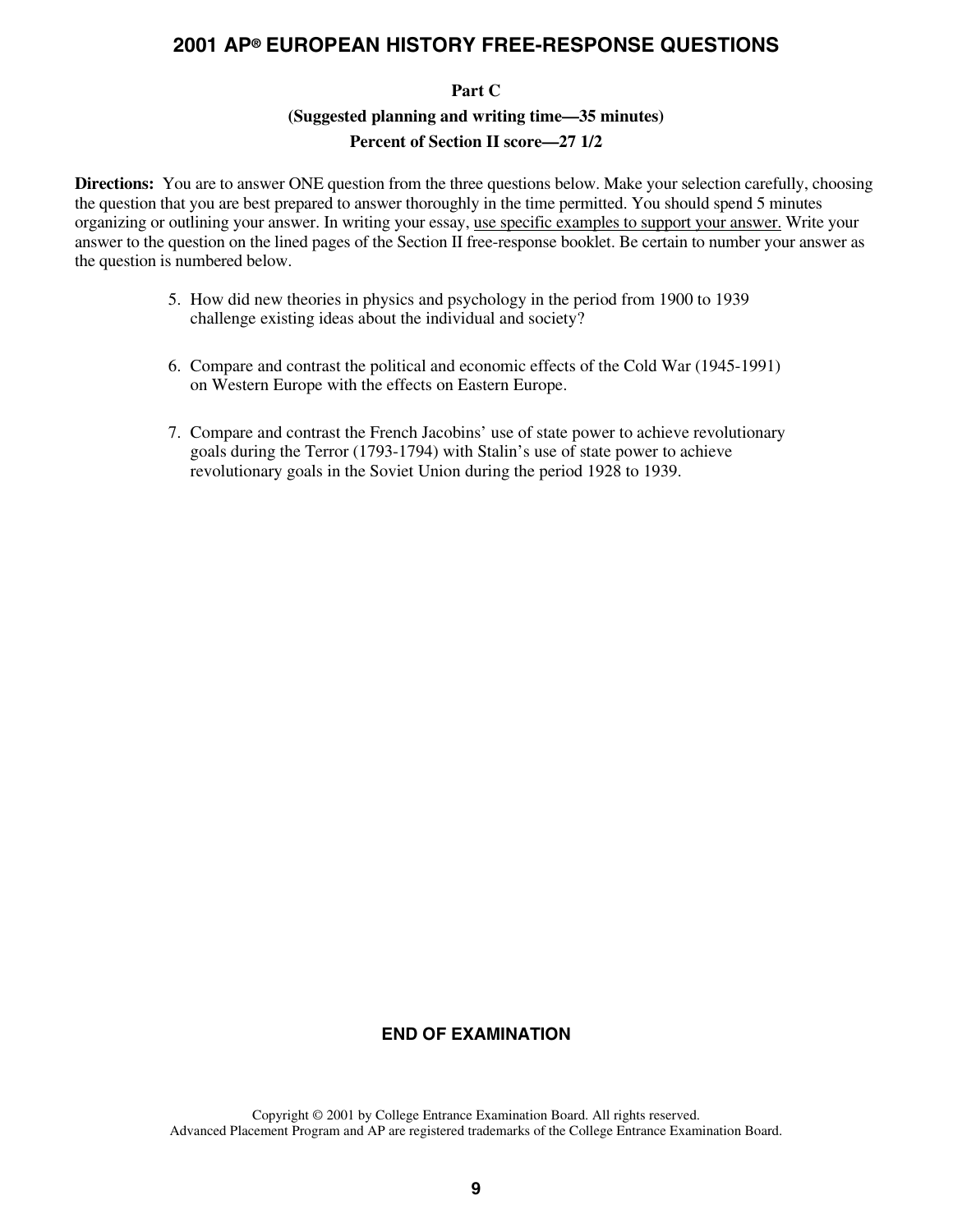## Part C

**(Suggested planning and writing time—35 minutes)**

**Percent of Section II score—27 1/2**

**Directions:** You are to answer ONE question from the three questions below. Make your selection carefully, choosing the question that you are best prepared to answer thoroughly in the time permitted. You should spend 5 minutes organizing or outlining your answer. In writing your essay, use specific examples to support your answer. Write your answer to the question on the lined pages of the Section II free-response booklet. Be certain to number your answer as the question is numbered below.

5. How did new theories in physics and psychology in the period from 1900 to 1939 challenge existing ideas about the individual and society?

6. Compare and contrast the political and economic effects of the Cold War (1945-1991) on Western Europe with the effects on Eastern Europe.

7. Compare and contrast the French Jacobins' use of state power to achieve revolutionary goals during the Terror (1793-1794) with Stalin's use of state power to achieve revolutionary goals in the Soviet Union during the period 1928 to 1939.

**END OF EXAMINATION**

Copyright © 2001 by College Entrance Examination Board. All rights reserved.
Advanced Placement Program and AP are registered trademarks of the College Entrance Examination Board.